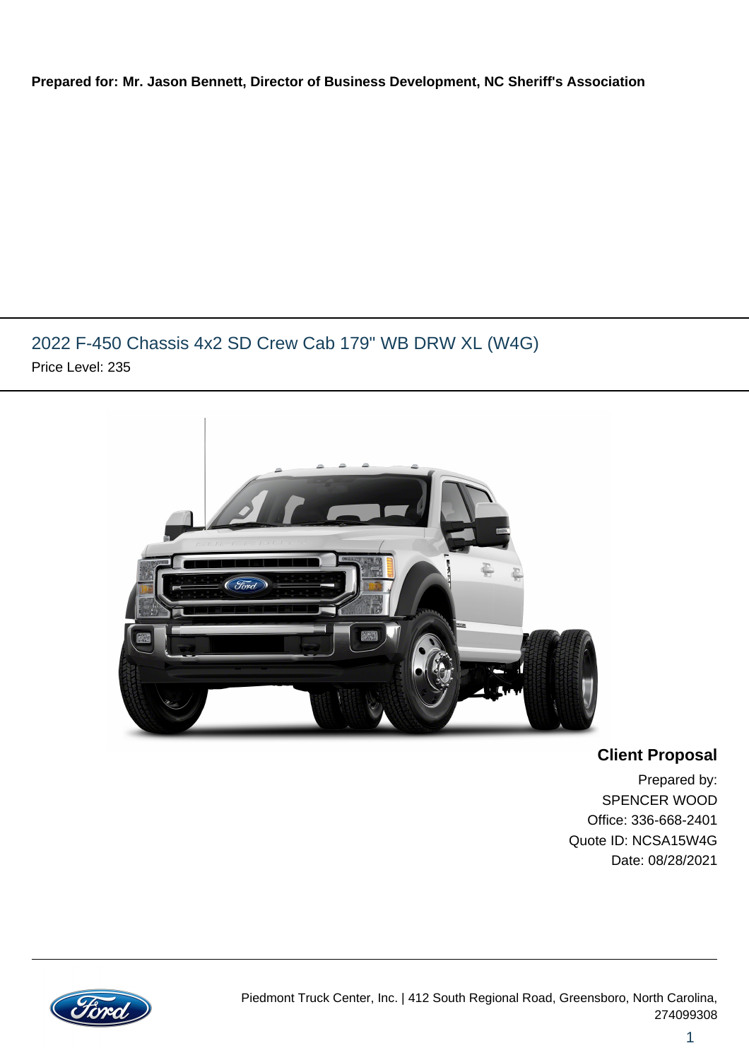**Prepared for: Mr. Jason Bennett, Director of Business Development, NC Sheriff's Association**

## 2022 F-450 Chassis 4x2 SD Crew Cab 179" WB DRW XL (W4G)

Price Level: 235

**Client Proposal**

Prepared by:
SPENCER WOOD
Office: 336-668-2401
Quote ID: NCSA15W4G
Date: 08/28/2021

Piedmont Truck Center, Inc. | 412 South Regional Road, Greensboro, North Carolina, 274099308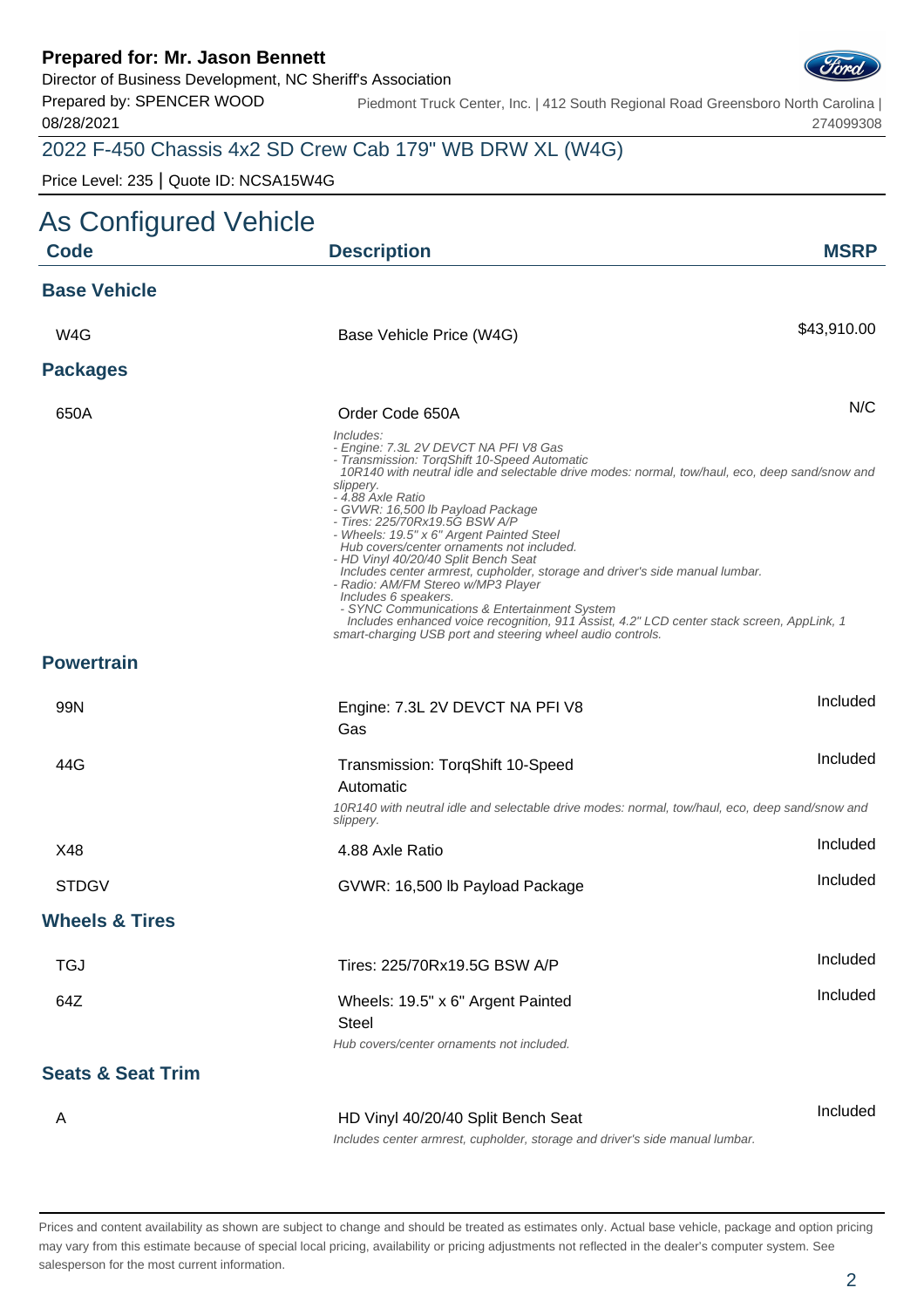**Prepared for: Mr. Jason Bennett**
Director of Business Development, NC Sheriff's Association
Prepared by: SPENCER WOOD
08/28/2021

Piedmont Truck Center, Inc. | 412 South Regional Road Greensboro North Carolina | 274099308

## 2022 F-450 Chassis 4x2 SD Crew Cab 179" WB DRW XL (W4G)

Price Level: 235 | Quote ID: NCSA15W4G

# As Configured Vehicle

| Code | Description | MSRP |
|---|---|---|
| **Base Vehicle** | | |
| W4G | Base Vehicle Price (W4G) | $43,910.00 |
| **Packages** | | |
| 650A | Order Code 650A<br>*Includes:*<br>*- Engine: 7.3L 2V DEVCT NA PFI V8 Gas*<br>*- Transmission: TorqShift 10-Speed Automatic*<br>*10R140 with neutral idle and selectable drive modes: normal, tow/haul, eco, deep sand/snow and slippery.*<br>*- 4.88 Axle Ratio*<br>*- GVWR: 16,500 lb Payload Package*<br>*- Tires: 225/70Rx19.5G BSW A/P*<br>*- Wheels: 19.5" x 6" Argent Painted Steel*<br>*Hub covers/center ornaments not included.*<br>*- HD Vinyl 40/20/40 Split Bench Seat*<br>*Includes center armrest, cupholder, storage and driver's side manual lumbar.*<br>*- Radio: AM/FM Stereo w/MP3 Player*<br>*Includes 6 speakers.*<br>*- SYNC Communications & Entertainment System*<br>*Includes enhanced voice recognition, 911 Assist, 4.2" LCD center stack screen, AppLink, 1 smart-charging USB port and steering wheel audio controls.* | N/C |
| **Powertrain** | | |
| 99N | Engine: 7.3L 2V DEVCT NA PFI V8 Gas | Included |
| 44G | Transmission: TorqShift 10-Speed Automatic<br>*10R140 with neutral idle and selectable drive modes: normal, tow/haul, eco, deep sand/snow and slippery.* | Included |
| X48 | 4.88 Axle Ratio | Included |
| STDGV | GVWR: 16,500 lb Payload Package | Included |
| **Wheels & Tires** | | |
| TGJ | Tires: 225/70Rx19.5G BSW A/P | Included |
| 64Z | Wheels: 19.5" x 6" Argent Painted Steel<br>*Hub covers/center ornaments not included.* | Included |
| **Seats & Seat Trim** | | |
| A | HD Vinyl 40/20/40 Split Bench Seat<br>*Includes center armrest, cupholder, storage and driver's side manual lumbar.* | Included |

Prices and content availability as shown are subject to change and should be treated as estimates only. Actual base vehicle, package and option pricing may vary from this estimate because of special local pricing, availability or pricing adjustments not reflected in the dealer's computer system. See salesperson for the most current information.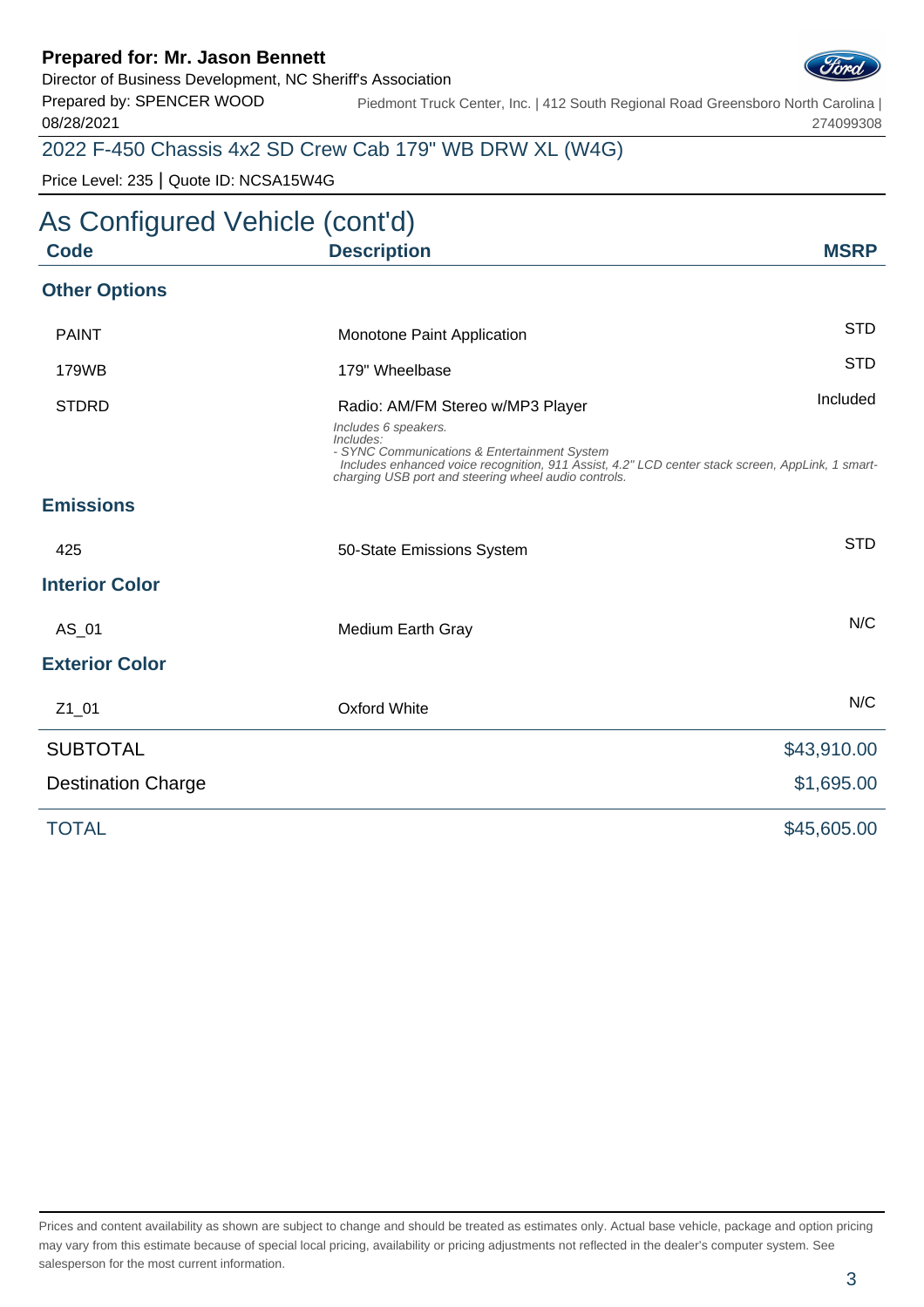**Prepared for: Mr. Jason Bennett**
Director of Business Development, NC Sheriff's Association
Prepared by: SPENCER WOOD
08/28/2021

Piedmont Truck Center, Inc. | 412 South Regional Road Greensboro North Carolina | 274099308

## 2022 F-450 Chassis 4x2 SD Crew Cab 179" WB DRW XL (W4G)

Price Level: 235 | Quote ID: NCSA15W4G

# As Configured Vehicle (cont'd)

| Code | Description | MSRP |
|---|---|---|
| **Other Options** | | |
| PAINT | Monotone Paint Application | STD |
| 179WB | 179" Wheelbase | STD |
| STDRD | Radio: AM/FM Stereo w/MP3 Player<br>*Includes 6 speakers.*<br>*Includes:*<br>*- SYNC Communications & Entertainment System*<br>*Includes enhanced voice recognition, 911 Assist, 4.2" LCD center stack screen, AppLink, 1 smart-charging USB port and steering wheel audio controls.* | Included |
| **Emissions** | | |
| 425 | 50-State Emissions System | STD |
| **Interior Color** | | |
| AS_01 | Medium Earth Gray | N/C |
| **Exterior Color** | | |
| Z1_01 | Oxford White | N/C |

| | |
|---|---|
| SUBTOTAL | $43,910.00 |
| Destination Charge | $1,695.00 |
| TOTAL | $45,605.00 |

Prices and content availability as shown are subject to change and should be treated as estimates only. Actual base vehicle, package and option pricing may vary from this estimate because of special local pricing, availability or pricing adjustments not reflected in the dealer's computer system. See salesperson for the most current information.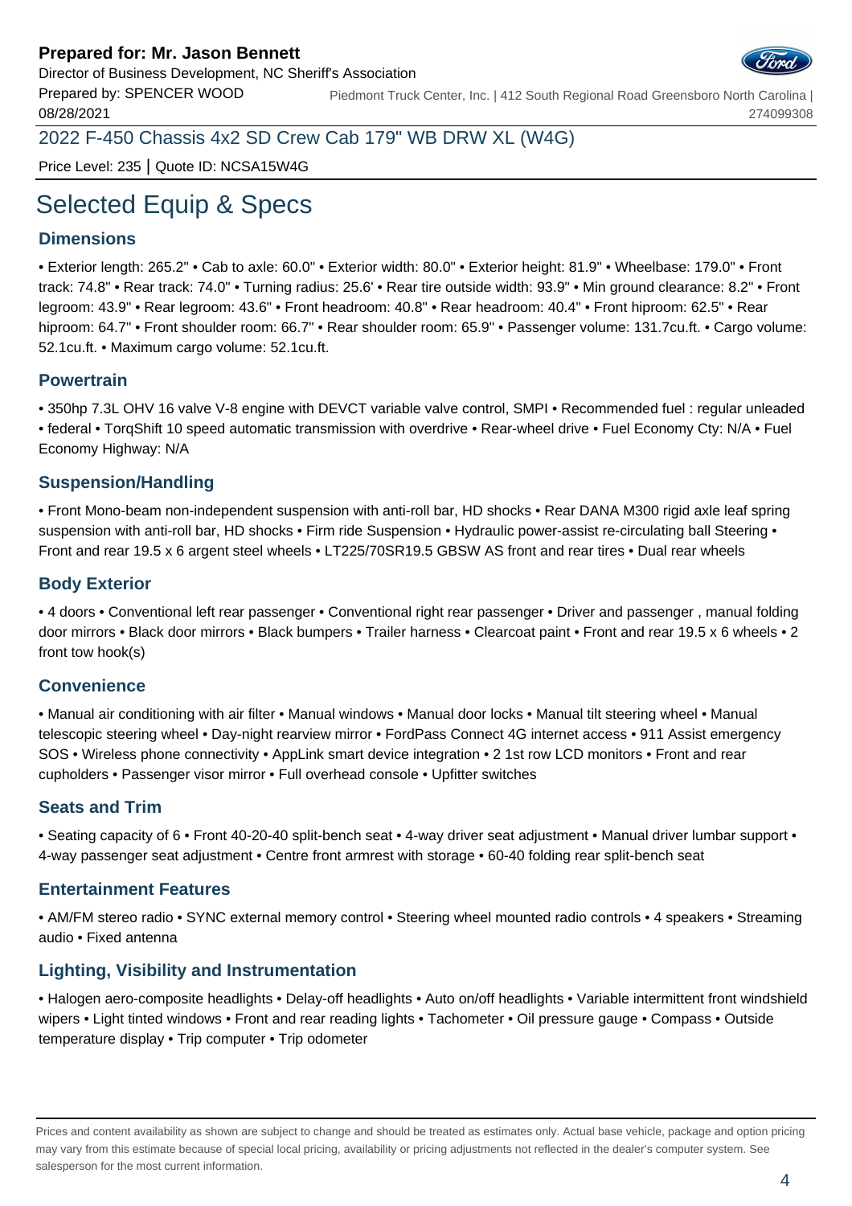**Prepared for: Mr. Jason Bennett**
Director of Business Development, NC Sheriff's Association
Prepared by: SPENCER WOOD
08/28/2021

Piedmont Truck Center, Inc. | 412 South Regional Road Greensboro North Carolina | 274099308

2022 F-450 Chassis 4x2 SD Crew Cab 179" WB DRW XL (W4G)

Price Level: 235 | Quote ID: NCSA15W4G

# Selected Equip & Specs

## Dimensions

• Exterior length: 265.2" • Cab to axle: 60.0" • Exterior width: 80.0" • Exterior height: 81.9" • Wheelbase: 179.0" • Front track: 74.8" • Rear track: 74.0" • Turning radius: 25.6' • Rear tire outside width: 93.9" • Min ground clearance: 8.2" • Front legroom: 43.9" • Rear legroom: 43.6" • Front headroom: 40.8" • Rear headroom: 40.4" • Front hiproom: 62.5" • Rear hiproom: 64.7" • Front shoulder room: 66.7" • Rear shoulder room: 65.9" • Passenger volume: 131.7cu.ft. • Cargo volume: 52.1cu.ft. • Maximum cargo volume: 52.1cu.ft.

## Powertrain

• 350hp 7.3L OHV 16 valve V-8 engine with DEVCT variable valve control, SMPI • Recommended fuel : regular unleaded • federal • TorqShift 10 speed automatic transmission with overdrive • Rear-wheel drive • Fuel Economy Cty: N/A • Fuel Economy Highway: N/A

## Suspension/Handling

• Front Mono-beam non-independent suspension with anti-roll bar, HD shocks • Rear DANA M300 rigid axle leaf spring suspension with anti-roll bar, HD shocks • Firm ride Suspension • Hydraulic power-assist re-circulating ball Steering • Front and rear 19.5 x 6 argent steel wheels • LT225/70SR19.5 GBSW AS front and rear tires • Dual rear wheels

## Body Exterior

• 4 doors • Conventional left rear passenger • Conventional right rear passenger • Driver and passenger , manual folding door mirrors • Black door mirrors • Black bumpers • Trailer harness • Clearcoat paint • Front and rear 19.5 x 6 wheels • 2 front tow hook(s)

## Convenience

• Manual air conditioning with air filter • Manual windows • Manual door locks • Manual tilt steering wheel • Manual telescopic steering wheel • Day-night rearview mirror • FordPass Connect 4G internet access • 911 Assist emergency SOS • Wireless phone connectivity • AppLink smart device integration • 2 1st row LCD monitors • Front and rear cupholders • Passenger visor mirror • Full overhead console • Upfitter switches

## Seats and Trim

• Seating capacity of 6 • Front 40-20-40 split-bench seat • 4-way driver seat adjustment • Manual driver lumbar support • 4-way passenger seat adjustment • Centre front armrest with storage • 60-40 folding rear split-bench seat

## Entertainment Features

• AM/FM stereo radio • SYNC external memory control • Steering wheel mounted radio controls • 4 speakers • Streaming audio • Fixed antenna

## Lighting, Visibility and Instrumentation

• Halogen aero-composite headlights • Delay-off headlights • Auto on/off headlights • Variable intermittent front windshield wipers • Light tinted windows • Front and rear reading lights • Tachometer • Oil pressure gauge • Compass • Outside temperature display • Trip computer • Trip odometer

Prices and content availability as shown are subject to change and should be treated as estimates only. Actual base vehicle, package and option pricing may vary from this estimate because of special local pricing, availability or pricing adjustments not reflected in the dealer's computer system. See salesperson for the most current information.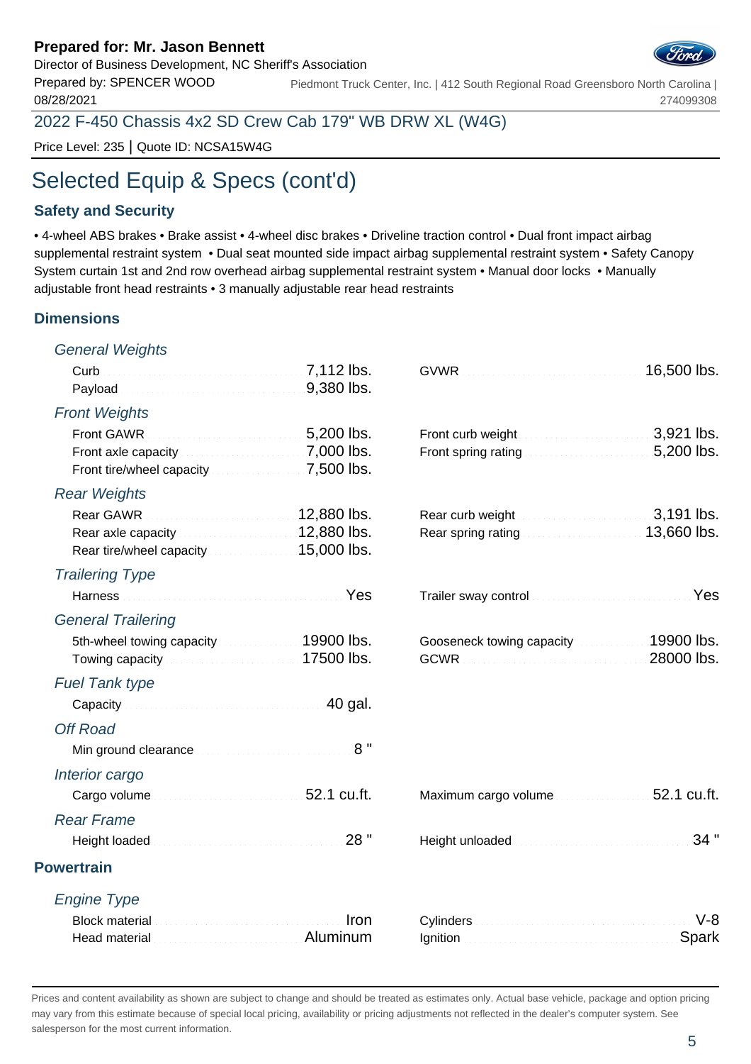**Prepared for: Mr. Jason Bennett**
Director of Business Development, NC Sheriff's Association
Prepared by: SPENCER WOOD
08/28/2021

Piedmont Truck Center, Inc. | 412 South Regional Road Greensboro North Carolina | 274099308

2022 F-450 Chassis 4x2 SD Crew Cab 179" WB DRW XL (W4G)

Price Level: 235 | Quote ID: NCSA15W4G

# Selected Equip & Specs (cont'd)

## Safety and Security

• 4-wheel ABS brakes • Brake assist • 4-wheel disc brakes • Driveline traction control • Dual front impact airbag supplemental restraint system • Dual seat mounted side impact airbag supplemental restraint system • Safety Canopy System curtain 1st and 2nd row overhead airbag supplemental restraint system • Manual door locks • Manually adjustable front head restraints • 3 manually adjustable rear head restraints

## Dimensions

### *General Weights*

| | | | |
|---|---|---|---|
| Curb | 7,112 lbs. | GVWR | 16,500 lbs. |
| Payload | 9,380 lbs. | | |

### *Front Weights*

| | | | |
|---|---|---|---|
| Front GAWR | 5,200 lbs. | Front curb weight | 3,921 lbs. |
| Front axle capacity | 7,000 lbs. | Front spring rating | 5,200 lbs. |
| Front tire/wheel capacity | 7,500 lbs. | | |

### *Rear Weights*

| | | | |
|---|---|---|---|
| Rear GAWR | 12,880 lbs. | Rear curb weight | 3,191 lbs. |
| Rear axle capacity | 12,880 lbs. | Rear spring rating | 13,660 lbs. |
| Rear tire/wheel capacity | 15,000 lbs. | | |

### *Trailering Type*

| | | | |
|---|---|---|---|
| Harness | Yes | Trailer sway control | Yes |

### *General Trailering*

| | | | |
|---|---|---|---|
| 5th-wheel towing capacity | 19900 lbs. | Gooseneck towing capacity | 19900 lbs. |
| Towing capacity | 17500 lbs. | GCWR | 28000 lbs. |

### *Fuel Tank type*

| | |
|---|---|
| Capacity | 40 gal. |

### *Off Road*

| | |
|---|---|
| Min ground clearance | 8 " |

### *Interior cargo*

| | | | |
|---|---|---|---|
| Cargo volume | 52.1 cu.ft. | Maximum cargo volume | 52.1 cu.ft. |

### *Rear Frame*

| | | | |
|---|---|---|---|
| Height loaded | 28 " | Height unloaded | 34 " |

## Powertrain

### *Engine Type*

| | | | |
|---|---|---|---|
| Block material | Iron | Cylinders | V-8 |
| Head material | Aluminum | Ignition | Spark |

Prices and content availability as shown are subject to change and should be treated as estimates only. Actual base vehicle, package and option pricing may vary from this estimate because of special local pricing, availability or pricing adjustments not reflected in the dealer's computer system. See salesperson for the most current information.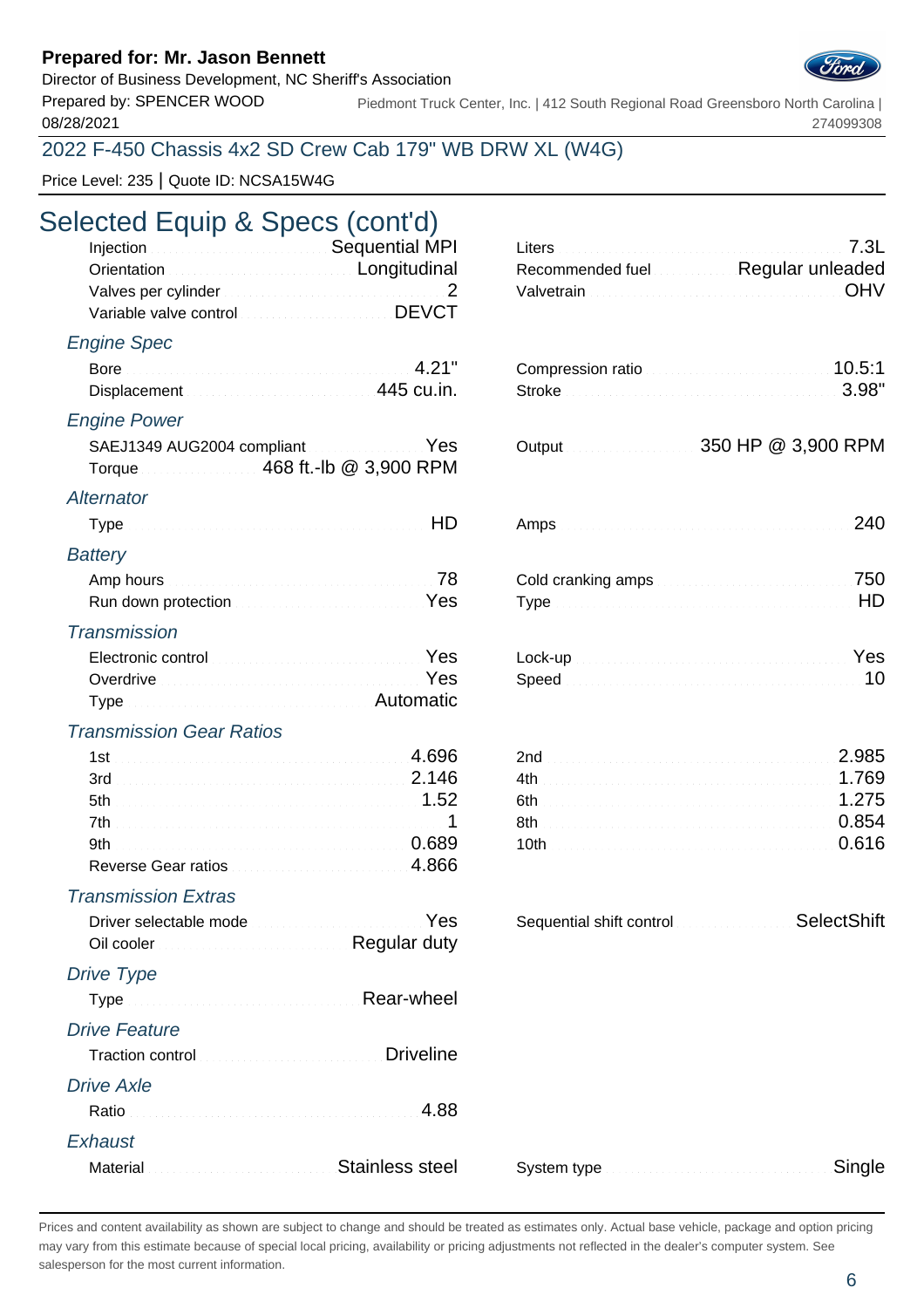**Prepared for: Mr. Jason Bennett**
Director of Business Development, NC Sheriff's Association
Prepared by: SPENCER WOOD
08/28/2021

Piedmont Truck Center, Inc. | 412 South Regional Road Greensboro North Carolina | 274099308

## 2022 F-450 Chassis 4x2 SD Crew Cab 179" WB DRW XL (W4G)

Price Level: 235 | Quote ID: NCSA15W4G

# Selected Equip & Specs (cont'd)

| | |
|---|---|
| Injection | Sequential MPI |
| Orientation | Longitudinal |
| Valves per cylinder | 2 |
| Variable valve control | DEVCT |
| Liters | 7.3L |
| Recommended fuel | Regular unleaded |
| Valvetrain | OHV |

### Engine Spec

| | |
|---|---|
| Bore | 4.21" |
| Displacement | 445 cu.in. |
| Compression ratio | 10.5:1 |
| Stroke | 3.98" |

### Engine Power

| | |
|---|---|
| SAEJ1349 AUG2004 compliant | Yes |
| Torque | 468 ft.-lb @ 3,900 RPM |
| Output | 350 HP @ 3,900 RPM |

### Alternator

| | |
|---|---|
| Type | HD |
| Amps | 240 |

### Battery

| | |
|---|---|
| Amp hours | 78 |
| Run down protection | Yes |
| Cold cranking amps | 750 |
| Type | HD |

### Transmission

| | |
|---|---|
| Electronic control | Yes |
| Overdrive | Yes |
| Type | Automatic |
| Lock-up | Yes |
| Speed | 10 |

### Transmission Gear Ratios

| | |
|---|---|
| 1st | 4.696 |
| 2nd | 2.985 |
| 3rd | 2.146 |
| 4th | 1.769 |
| 5th | 1.52 |
| 6th | 1.275 |
| 7th | 1 |
| 8th | 0.854 |
| 9th | 0.689 |
| 10th | 0.616 |
| Reverse Gear ratios | 4.866 |

### Transmission Extras

| | |
|---|---|
| Driver selectable mode | Yes |
| Oil cooler | Regular duty |
| Sequential shift control | SelectShift |

### Drive Type

| | |
|---|---|
| Type | Rear-wheel |

### Drive Feature

| | |
|---|---|
| Traction control | Driveline |

### Drive Axle

| | |
|---|---|
| Ratio | 4.88 |

### Exhaust

| | |
|---|---|
| Material | Stainless steel |
| System type | Single |

Prices and content availability as shown are subject to change and should be treated as estimates only. Actual base vehicle, package and option pricing may vary from this estimate because of special local pricing, availability or pricing adjustments not reflected in the dealer's computer system. See salesperson for the most current information.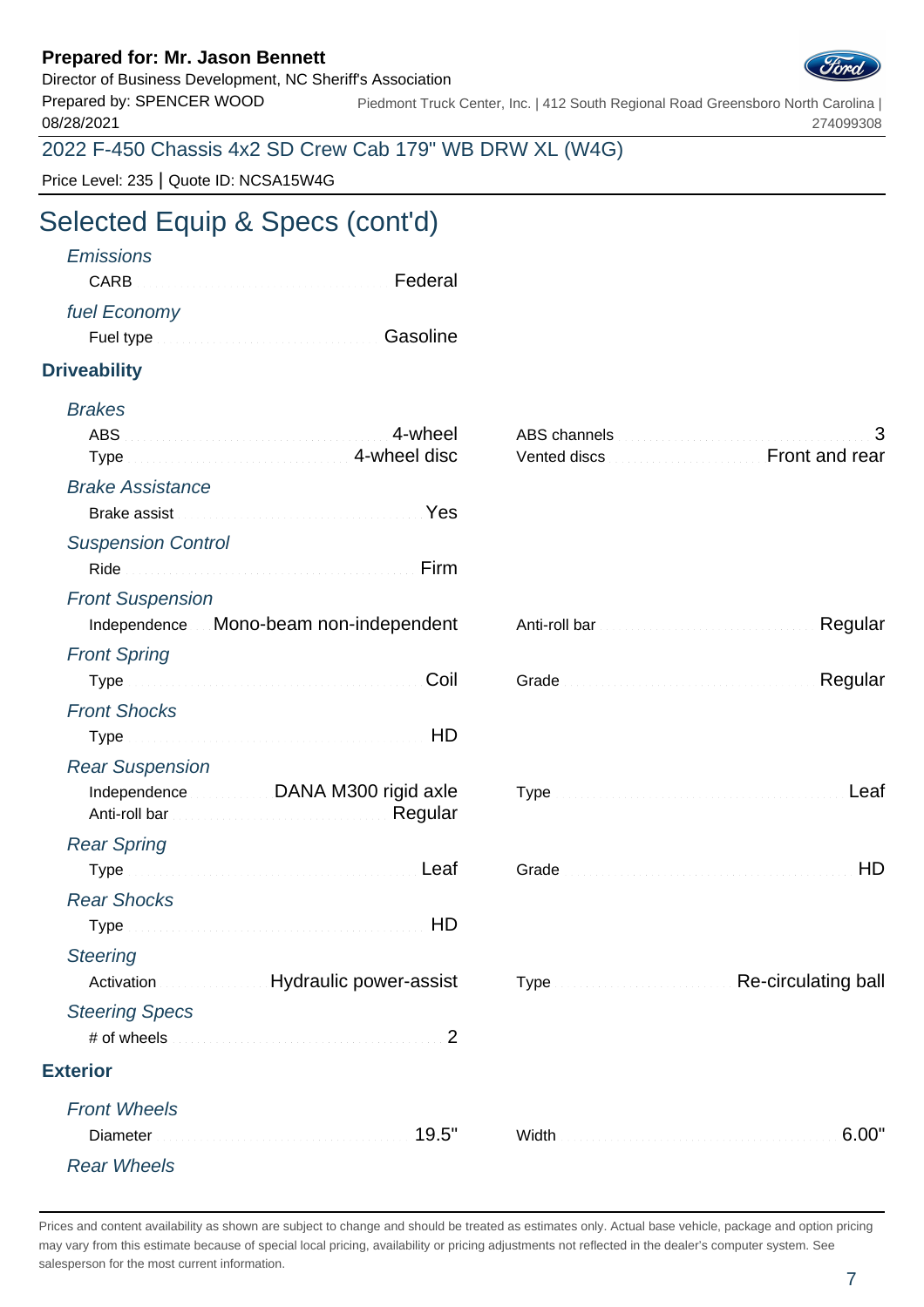# Selected Equip & Specs (cont'd)

*Emissions*

CARB: Federal

*fuel Economy*

Fuel type: Gasoline

## Driveability

*Brakes*

| | | | |
|---|---|---|---|
| ABS | 4-wheel | ABS channels | 3 |
| Type | 4-wheel disc | Vented discs | Front and rear |

*Brake Assistance*

Brake assist: Yes

*Suspension Control*

Ride: Firm

*Front Suspension*

| | | | |
|---|---|---|---|
| Independence | Mono-beam non-independent | Anti-roll bar | Regular |

*Front Spring*

| | | | |
|---|---|---|---|
| Type | Coil | Grade | Regular |

*Front Shocks*

Type: HD

*Rear Suspension*

| | | | |
|---|---|---|---|
| Independence | DANA M300 rigid axle | Type | Leaf |
| Anti-roll bar | Regular | | |

*Rear Spring*

| | | | |
|---|---|---|---|
| Type | Leaf | Grade | HD |

*Rear Shocks*

Type: HD

*Steering*

| | | | |
|---|---|---|---|
| Activation | Hydraulic power-assist | Type | Re-circulating ball |

*Steering Specs*

# of wheels: 2

## Exterior

*Front Wheels*

| | | | |
|---|---|---|---|
| Diameter | 19.5" | Width | 6.00" |

*Rear Wheels*

Prices and content availability as shown are subject to change and should be treated as estimates only. Actual base vehicle, package and option pricing may vary from this estimate because of special local pricing, availability or pricing adjustments not reflected in the dealer's computer system. See salesperson for the most current information.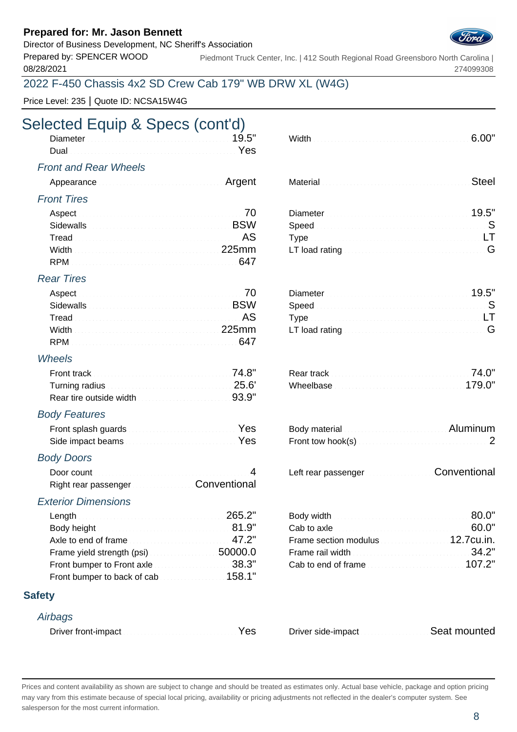**Prepared for: Mr. Jason Bennett**
Director of Business Development, NC Sheriff's Association
Prepared by: SPENCER WOOD
08/28/2021

Piedmont Truck Center, Inc. | 412 South Regional Road Greensboro North Carolina | 274099308

## 2022 F-450 Chassis 4x2 SD Crew Cab 179" WB DRW XL (W4G)

Price Level: 235 | Quote ID: NCSA15W4G

# Selected Equip & Specs (cont'd)

| | | | |
|---|---|---|---|
| Diameter | 19.5" | Width | 6.00" |
| Dual | Yes | | |

### *Front and Rear Wheels*

| | | | |
|---|---|---|---|
| Appearance | Argent | Material | Steel |

### *Front Tires*

| | | | |
|---|---|---|---|
| Aspect | 70 | Diameter | 19.5" |
| Sidewalls | BSW | Speed | S |
| Tread | AS | Type | LT |
| Width | 225mm | LT load rating | G |
| RPM | 647 | | |

### *Rear Tires*

| | | | |
|---|---|---|---|
| Aspect | 70 | Diameter | 19.5" |
| Sidewalls | BSW | Speed | S |
| Tread | AS | Type | LT |
| Width | 225mm | LT load rating | G |
| RPM | 647 | | |

### *Wheels*

| | | | |
|---|---|---|---|
| Front track | 74.8" | Rear track | 74.0" |
| Turning radius | 25.6' | Wheelbase | 179.0" |
| Rear tire outside width | 93.9" | | |

### *Body Features*

| | | | |
|---|---|---|---|
| Front splash guards | Yes | Body material | Aluminum |
| Side impact beams | Yes | Front tow hook(s) | 2 |

### *Body Doors*

| | | | |
|---|---|---|---|
| Door count | 4 | Left rear passenger | Conventional |
| Right rear passenger | Conventional | | |

### *Exterior Dimensions*

| | | | |
|---|---|---|---|
| Length | 265.2" | Body width | 80.0" |
| Body height | 81.9" | Cab to axle | 60.0" |
| Axle to end of frame | 47.2" | Frame section modulus | 12.7cu.in. |
| Frame yield strength (psi) | 50000.0 | Frame rail width | 34.2" |
| Front bumper to Front axle | 38.3" | Cab to end of frame | 107.2" |
| Front bumper to back of cab | 158.1" | | |

## Safety

### *Airbags*

| | | | |
|---|---|---|---|
| Driver front-impact | Yes | Driver side-impact | Seat mounted |

Prices and content availability as shown are subject to change and should be treated as estimates only. Actual base vehicle, package and option pricing may vary from this estimate because of special local pricing, availability or pricing adjustments not reflected in the dealer's computer system. See salesperson for the most current information.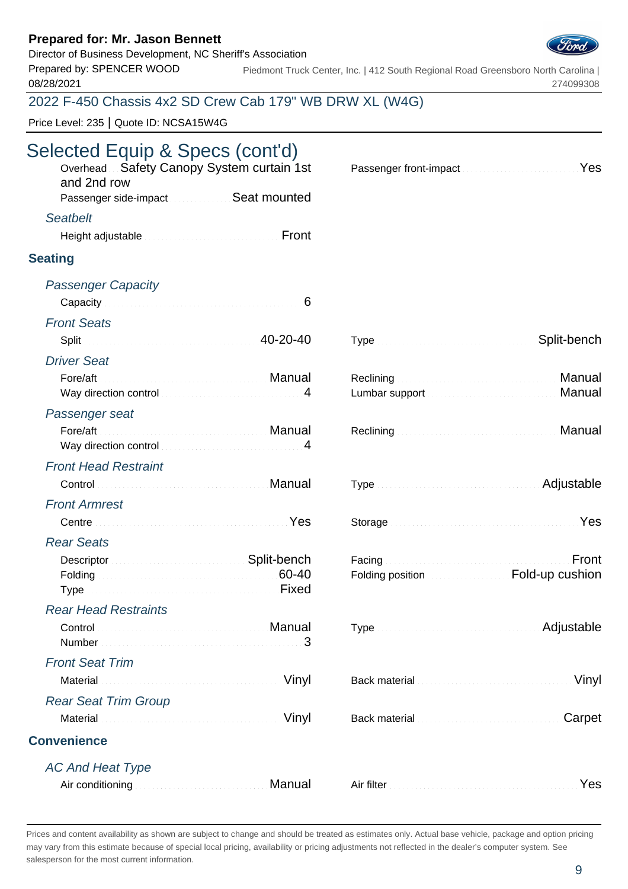**Prepared for: Mr. Jason Bennett**
Director of Business Development, NC Sheriff's Association
Prepared by: SPENCER WOOD
08/28/2021

Piedmont Truck Center, Inc. | 412 South Regional Road Greensboro North Carolina | 274099308

## 2022 F-450 Chassis 4x2 SD Crew Cab 179" WB DRW XL (W4G)

Price Level: 235 | Quote ID: NCSA15W4G

# Selected Equip & Specs (cont'd)

Overhead: Safety Canopy System curtain 1st and 2nd row
Passenger side-impact: Seat mounted
Passenger front-impact: Yes

*Seatbelt*

Height adjustable: Front

### Seating

*Passenger Capacity*

Capacity: 6

*Front Seats*

Split: 40-20-40
Type: Split-bench

*Driver Seat*

Fore/aft: Manual
Way direction control: 4
Reclining: Manual
Lumbar support: Manual

*Passenger seat*

Fore/aft: Manual
Way direction control: 4
Reclining: Manual

*Front Head Restraint*

Control: Manual
Type: Adjustable

*Front Armrest*

Centre: Yes
Storage: Yes

*Rear Seats*

Descriptor: Split-bench
Folding: 60-40
Type: Fixed
Facing: Front
Folding position: Fold-up cushion

*Rear Head Restraints*

Control: Manual
Number: 3
Type: Adjustable

*Front Seat Trim*

Material: Vinyl
Back material: Vinyl

*Rear Seat Trim Group*

Material: Vinyl
Back material: Carpet

### Convenience

*AC And Heat Type*

Air conditioning: Manual
Air filter: Yes

Prices and content availability as shown are subject to change and should be treated as estimates only. Actual base vehicle, package and option pricing may vary from this estimate because of special local pricing, availability or pricing adjustments not reflected in the dealer's computer system. See salesperson for the most current information.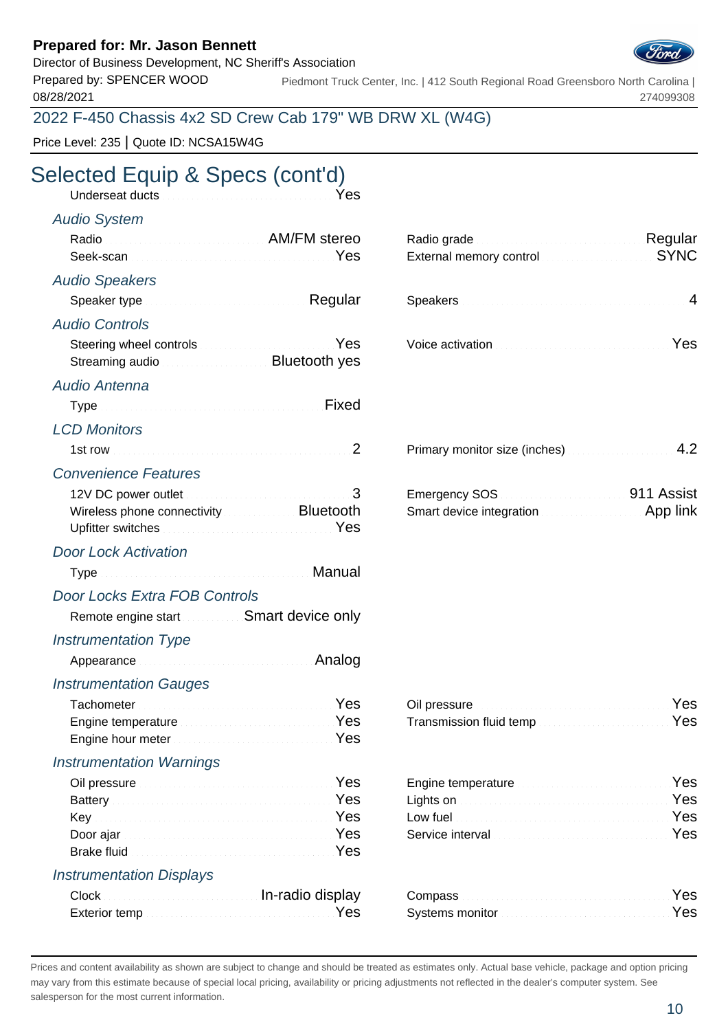**Prepared for: Mr. Jason Bennett**
Director of Business Development, NC Sheriff's Association
Prepared by: SPENCER WOOD
08/28/2021

Piedmont Truck Center, Inc. | 412 South Regional Road Greensboro North Carolina | 274099308

2022 F-450 Chassis 4x2 SD Crew Cab 179" WB DRW XL (W4G)

Price Level: 235 | Quote ID: NCSA15W4G

# Selected Equip & Specs (cont'd)

Underseat ducts: Yes

### *Audio System*

- Radio: AM/FM stereo
- Seek-scan: Yes
- Radio grade: Regular
- External memory control: SYNC

### *Audio Speakers*

- Speaker type: Regular
- Speakers: 4

### *Audio Controls*

- Steering wheel controls: Yes
- Streaming audio: Bluetooth yes
- Voice activation: Yes

### *Audio Antenna*

- Type: Fixed

### *LCD Monitors*

- 1st row: 2
- Primary monitor size (inches): 4.2

### *Convenience Features*

- 12V DC power outlet: 3
- Wireless phone connectivity: Bluetooth
- Upfitter switches: Yes
- Emergency SOS: 911 Assist
- Smart device integration: App link

### *Door Lock Activation*

- Type: Manual

### *Door Locks Extra FOB Controls*

- Remote engine start: Smart device only

### *Instrumentation Type*

- Appearance: Analog

### *Instrumentation Gauges*

- Tachometer: Yes
- Engine temperature: Yes
- Engine hour meter: Yes
- Oil pressure: Yes
- Transmission fluid temp: Yes

### *Instrumentation Warnings*

- Oil pressure: Yes
- Battery: Yes
- Key: Yes
- Door ajar: Yes
- Brake fluid: Yes
- Engine temperature: Yes
- Lights on: Yes
- Low fuel: Yes
- Service interval: Yes

### *Instrumentation Displays*

- Clock: In-radio display
- Exterior temp: Yes
- Compass: Yes
- Systems monitor: Yes

Prices and content availability as shown are subject to change and should be treated as estimates only. Actual base vehicle, package and option pricing may vary from this estimate because of special local pricing, availability or pricing adjustments not reflected in the dealer's computer system. See salesperson for the most current information.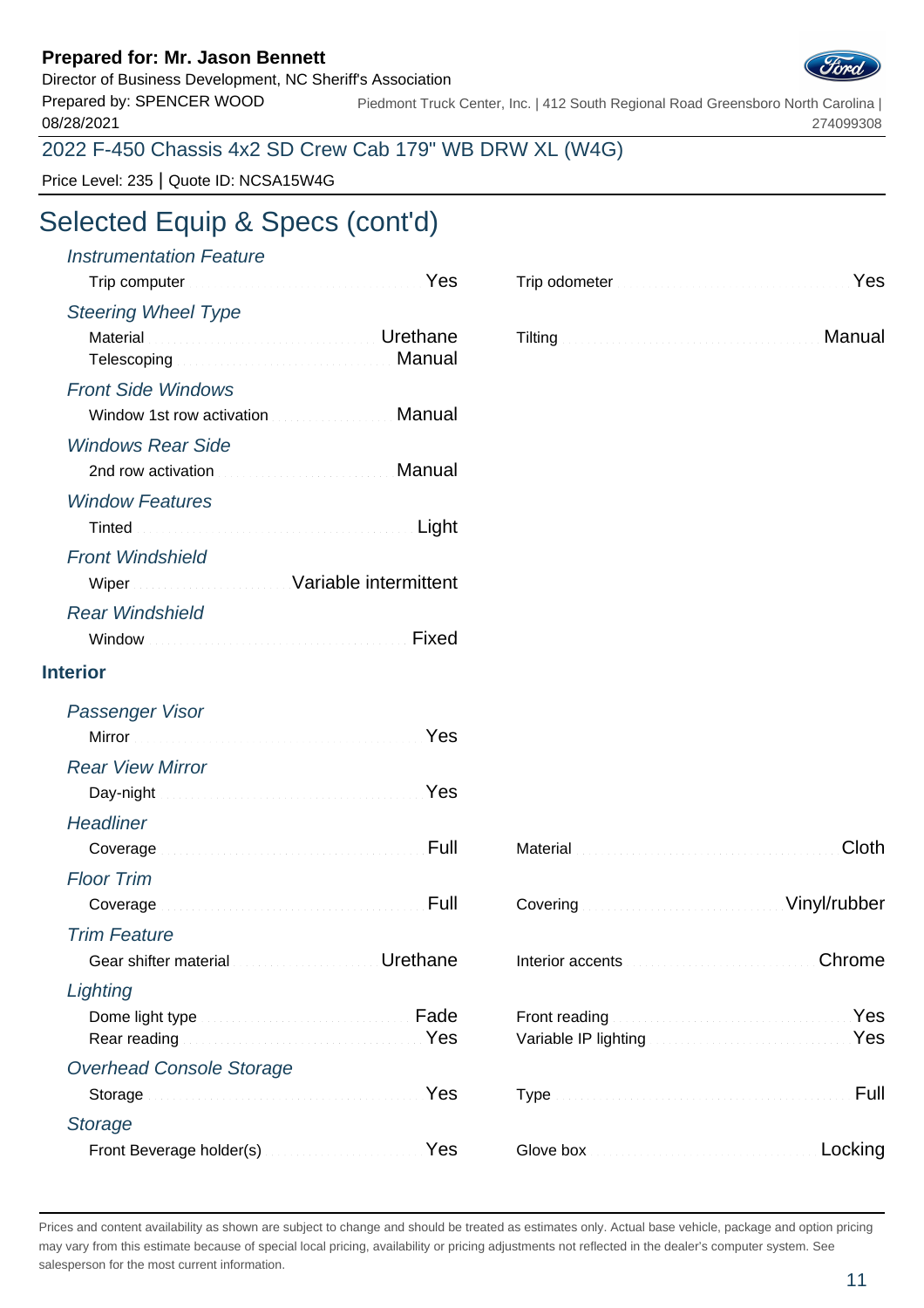**Prepared for: Mr. Jason Bennett**
Director of Business Development, NC Sheriff's Association
Prepared by: SPENCER WOOD
08/28/2021

Piedmont Truck Center, Inc. | 412 South Regional Road Greensboro North Carolina | 274099308

2022 F-450 Chassis 4x2 SD Crew Cab 179" WB DRW XL (W4G)

Price Level: 235 | Quote ID: NCSA15W4G

# Selected Equip & Specs (cont'd)

*Instrumentation Feature*

- Trip computer: Yes
- Trip odometer: Yes

*Steering Wheel Type*

- Material: Urethane
- Tilting: Manual
- Telescoping: Manual

*Front Side Windows*

- Window 1st row activation: Manual

*Windows Rear Side*

- 2nd row activation: Manual

*Window Features*

- Tinted: Light

*Front Windshield*

- Wiper: Variable intermittent

*Rear Windshield*

- Window: Fixed

**Interior**

*Passenger Visor*

- Mirror: Yes

*Rear View Mirror*

- Day-night: Yes

*Headliner*

- Coverage: Full
- Material: Cloth

*Floor Trim*

- Coverage: Full
- Covering: Vinyl/rubber

*Trim Feature*

- Gear shifter material: Urethane
- Interior accents: Chrome

*Lighting*

- Dome light type: Fade
- Front reading: Yes
- Rear reading: Yes
- Variable IP lighting: Yes

*Overhead Console Storage*

- Storage: Yes
- Type: Full

*Storage*

- Front Beverage holder(s): Yes
- Glove box: Locking

Prices and content availability as shown are subject to change and should be treated as estimates only. Actual base vehicle, package and option pricing may vary from this estimate because of special local pricing, availability or pricing adjustments not reflected in the dealer's computer system. See salesperson for the most current information.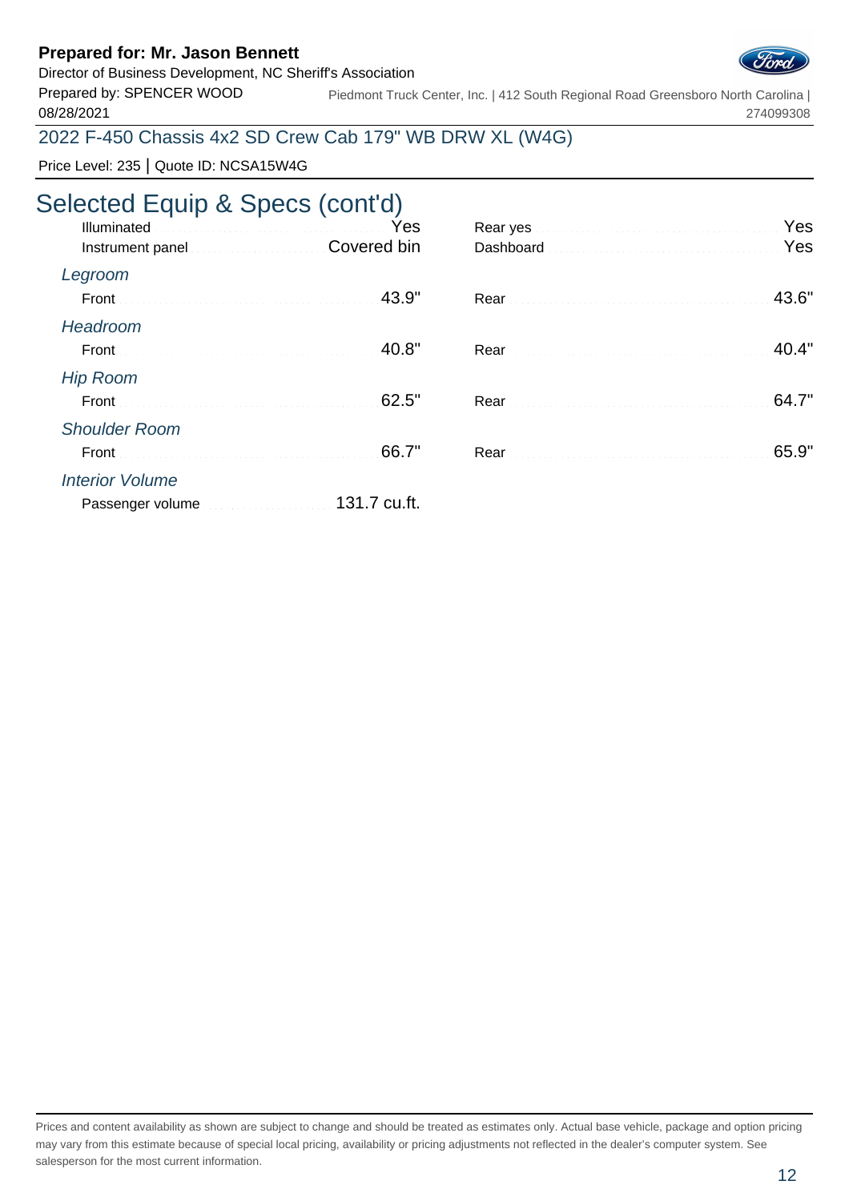**Prepared for: Mr. Jason Bennett**
Director of Business Development, NC Sheriff's Association
Prepared by: SPENCER WOOD
08/28/2021

Piedmont Truck Center, Inc. | 412 South Regional Road Greensboro North Carolina | 274099308

2022 F-450 Chassis 4x2 SD Crew Cab 179" WB DRW XL (W4G)

Price Level: 235 | Quote ID: NCSA15W4G

## Selected Equip & Specs (cont'd)

| | | | |
|---|---|---|---|
| Illuminated | Yes | Rear yes | Yes |
| Instrument panel | Covered bin | Dashboard | Yes |

*Legroom*

| | | | |
|---|---|---|---|
| Front | 43.9" | Rear | 43.6" |

*Headroom*

| | | | |
|---|---|---|---|
| Front | 40.8" | Rear | 40.4" |

*Hip Room*

| | | | |
|---|---|---|---|
| Front | 62.5" | Rear | 64.7" |

*Shoulder Room*

| | | | |
|---|---|---|---|
| Front | 66.7" | Rear | 65.9" |

*Interior Volume*

| | |
|---|---|
| Passenger volume | 131.7 cu.ft. |

Prices and content availability as shown are subject to change and should be treated as estimates only. Actual base vehicle, package and option pricing may vary from this estimate because of special local pricing, availability or pricing adjustments not reflected in the dealer's computer system. See salesperson for the most current information.